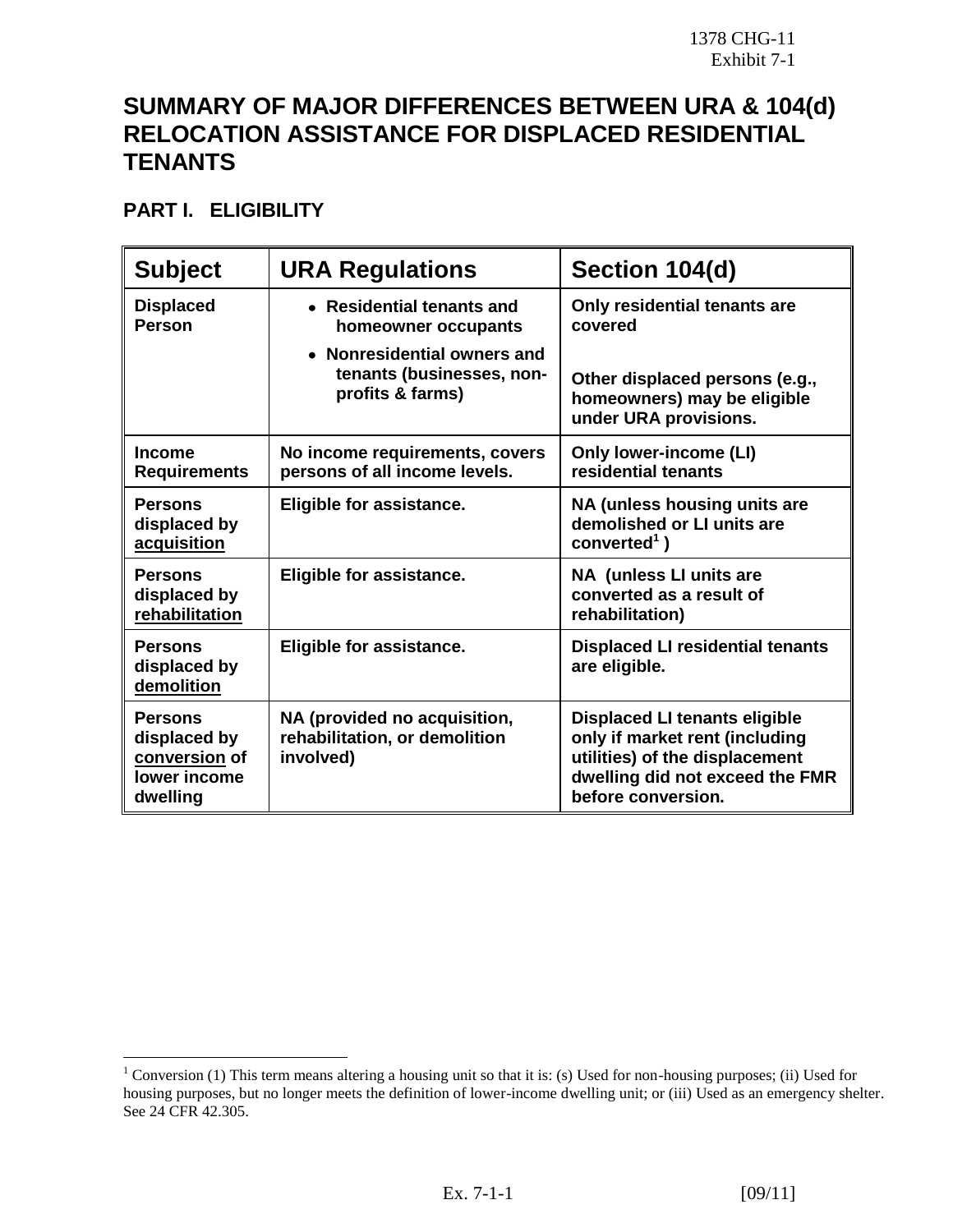# SUMMARY OF MAJOR DIFFERENCES BETWEEN URA & 104(d) RELOCATION ASSISTANCE FOR DISPLACED RESIDENTIAL TENANTS

## PART I. ELIGIBILITY

| Subject | URA Regulations | Section 104(d) |
|---|---|---|
| **Displaced Person** | • **Residential tenants and homeowner occupants**<br>• **Nonresidential owners and tenants (businesses, non-profits & farms)** | **Only residential tenants are covered**<br><br>**Other displaced persons (e.g., homeowners) may be eligible under URA provisions.** |
| **Income Requirements** | **No income requirements, covers persons of all income levels.** | **Only lower-income (LI) residential tenants** |
| **Persons displaced by acquisition** | **Eligible for assistance.** | **NA (unless housing units are demolished or LI units are converted[1] )** |
| **Persons displaced by rehabilitation** | **Eligible for assistance.** | **NA (unless LI units are converted as a result of rehabilitation)** |
| **Persons displaced by demolition** | **Eligible for assistance.** | **Displaced LI residential tenants are eligible.** |
| **Persons displaced by conversion of lower income dwelling** | **NA (provided no acquisition, rehabilitation, or demolition involved)** | **Displaced LI tenants eligible only if market rent (including utilities) of the displacement dwelling did not exceed the FMR before conversion.** |

[1] Conversion (1) This term means altering a housing unit so that it is: (s) Used for non-housing purposes; (ii) Used for housing purposes, but no longer meets the definition of lower-income dwelling unit; or (iii) Used as an emergency shelter. See 24 CFR 42.305.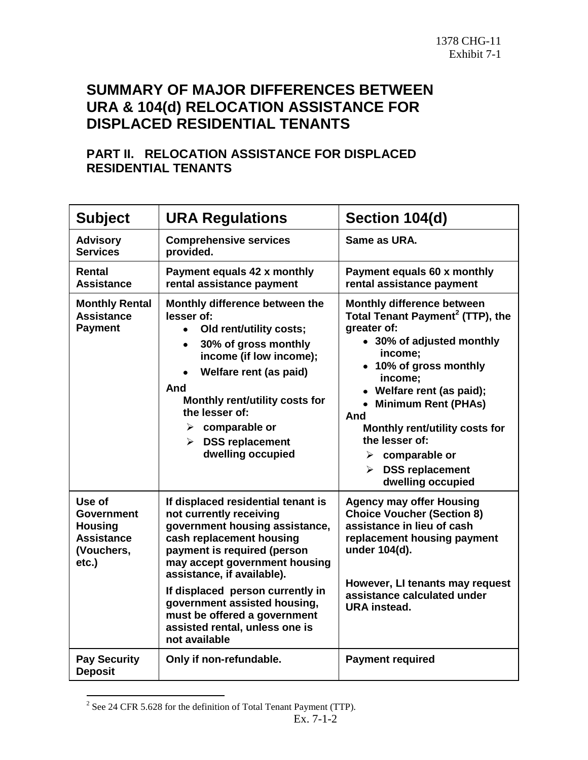# SUMMARY OF MAJOR DIFFERENCES BETWEEN URA & 104(d) RELOCATION ASSISTANCE FOR DISPLACED RESIDENTIAL TENANTS

## PART II. RELOCATION ASSISTANCE FOR DISPLACED RESIDENTIAL TENANTS

| Subject | URA Regulations | Section 104(d) |
|---|---|---|
| **Advisory Services** | **Comprehensive services provided.** | **Same as URA.** |
| **Rental Assistance** | **Payment equals 42 x monthly rental assistance payment** | **Payment equals 60 x monthly rental assistance payment** |
| **Monthly Rental Assistance Payment** | **Monthly difference between the lesser of:**<br>• **Old rent/utility costs;**<br>• **30% of gross monthly income (if low income);**<br>• **Welfare rent (as paid)**<br>**And**<br>**Monthly rent/utility costs for the lesser of:**<br>➢ **comparable or**<br>➢ **DSS replacement dwelling occupied** | **Monthly difference between Total Tenant Payment[2] (TTP), the greater of:**<br>• **30% of adjusted monthly income;**<br>• **10% of gross monthly income;**<br>• **Welfare rent (as paid);**<br>• **Minimum Rent (PHAs)**<br>**And**<br>**Monthly rent/utility costs for the lesser of:**<br>➢ **comparable or**<br>➢ **DSS replacement dwelling occupied** |
| **Use of Government Housing Assistance (Vouchers, etc.)** | **If displaced residential tenant is not currently receiving government housing assistance, cash replacement housing payment is required (person may accept government housing assistance, if available).**<br><br>**If displaced person currently in government assisted housing, must be offered a government assisted rental, unless one is not available** | **Agency may offer Housing Choice Voucher (Section 8) assistance in lieu of cash replacement housing payment under 104(d).**<br><br>**However, LI tenants may request assistance calculated under URA instead.** |
| **Pay Security Deposit** | **Only if non-refundable.** | **Payment required** |

[2] See 24 CFR 5.628 for the definition of Total Tenant Payment (TTP).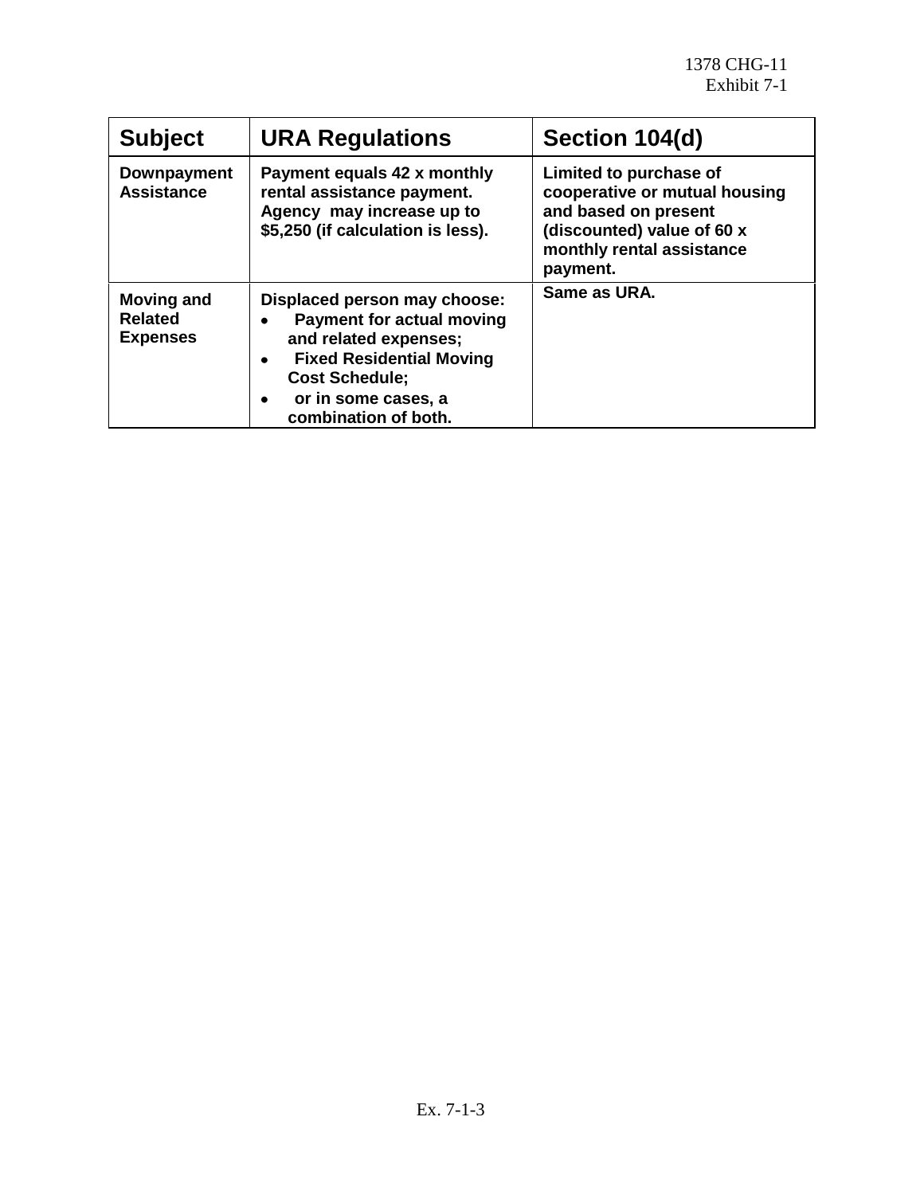| Subject | URA Regulations | Section 104(d) |
|---|---|---|
| **Downpayment Assistance** | **Payment equals 42 x monthly rental assistance payment. Agency may increase up to $5,250 (if calculation is less).** | **Limited to purchase of cooperative or mutual housing and based on present (discounted) value of 60 x monthly rental assistance payment.** |
| **Moving and Related Expenses** | **Displaced person may choose:**<br>• **Payment for actual moving and related expenses;**<br>• **Fixed Residential Moving Cost Schedule;**<br>• **or in some cases, a combination of both.** | **Same as URA.** |